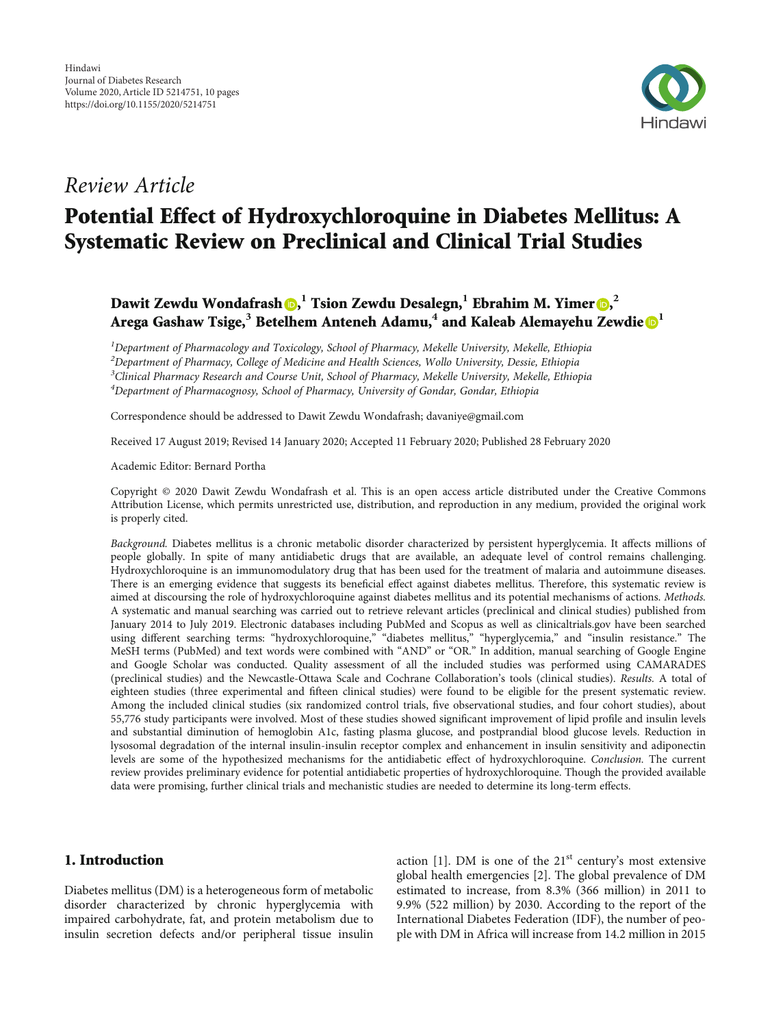Hindawi
Journal of Diabetes Research
Volume 2020, Article ID 5214751, 10 pages
https://doi.org/10.1155/2020/5214751

*Review Article*

# Potential Effect of Hydroxychloroquine in Diabetes Mellitus: A Systematic Review on Preclinical and Clinical Trial Studies

**Dawit Zewdu Wondafrash,[1] Tsion Zewdu Desalegn,[1] Ebrahim M. Yimer,[2] Arega Gashaw Tsige,[3] Betelhem Anteneh Adamu,[4] and Kaleab Alemayehu Zewdie[1]**

[1]*Department of Pharmacology and Toxicology, School of Pharmacy, Mekelle University, Mekelle, Ethiopia*
[2]*Department of Pharmacy, College of Medicine and Health Sciences, Wollo University, Dessie, Ethiopia*
[3]*Clinical Pharmacy Research and Course Unit, School of Pharmacy, Mekelle University, Mekelle, Ethiopia*
[4]*Department of Pharmacognosy, School of Pharmacy, University of Gondar, Gondar, Ethiopia*

Correspondence should be addressed to Dawit Zewdu Wondafrash; davaniye@gmail.com

Received 17 August 2019; Revised 14 January 2020; Accepted 11 February 2020; Published 28 February 2020

Academic Editor: Bernard Portha

Copyright © 2020 Dawit Zewdu Wondafrash et al. This is an open access article distributed under the Creative Commons Attribution License, which permits unrestricted use, distribution, and reproduction in any medium, provided the original work is properly cited.

*Background.* Diabetes mellitus is a chronic metabolic disorder characterized by persistent hyperglycemia. It affects millions of people globally. In spite of many antidiabetic drugs that are available, an adequate level of control remains challenging. Hydroxychloroquine is an immunomodulatory drug that has been used for the treatment of malaria and autoimmune diseases. There is an emerging evidence that suggests its beneficial effect against diabetes mellitus. Therefore, this systematic review is aimed at discoursing the role of hydroxychloroquine against diabetes mellitus and its potential mechanisms of actions. *Methods.* A systematic and manual searching was carried out to retrieve relevant articles (preclinical and clinical studies) published from January 2014 to July 2019. Electronic databases including PubMed and Scopus as well as clinicaltrials.gov have been searched using different searching terms: "hydroxychloroquine," "diabetes mellitus," "hyperglycemia," and "insulin resistance." The MeSH terms (PubMed) and text words were combined with "AND" or "OR." In addition, manual searching of Google Engine and Google Scholar was conducted. Quality assessment of all the included studies was performed using CAMARADES (preclinical studies) and the Newcastle-Ottawa Scale and Cochrane Collaboration's tools (clinical studies). *Results.* A total of eighteen studies (three experimental and fifteen clinical studies) were found to be eligible for the present systematic review. Among the included clinical studies (six randomized control trials, five observational studies, and four cohort studies), about 55,776 study participants were involved. Most of these studies showed significant improvement of lipid profile and insulin levels and substantial diminution of hemoglobin A1c, fasting plasma glucose, and postprandial blood glucose levels. Reduction in lysosomal degradation of the internal insulin-insulin receptor complex and enhancement in insulin sensitivity and adiponectin levels are some of the hypothesized mechanisms for the antidiabetic effect of hydroxychloroquine. *Conclusion.* The current review provides preliminary evidence for potential antidiabetic properties of hydroxychloroquine. Though the provided available data were promising, further clinical trials and mechanistic studies are needed to determine its long-term effects.

## 1. Introduction

Diabetes mellitus (DM) is a heterogeneous form of metabolic disorder characterized by chronic hyperglycemia with impaired carbohydrate, fat, and protein metabolism due to insulin secretion defects and/or peripheral tissue insulin action [1]. DM is one of the 21st century's most extensive global health emergencies [2]. The global prevalence of DM estimated to increase, from 8.3% (366 million) in 2011 to 9.9% (522 million) by 2030. According to the report of the International Diabetes Federation (IDF), the number of people with DM in Africa will increase from 14.2 million in 2015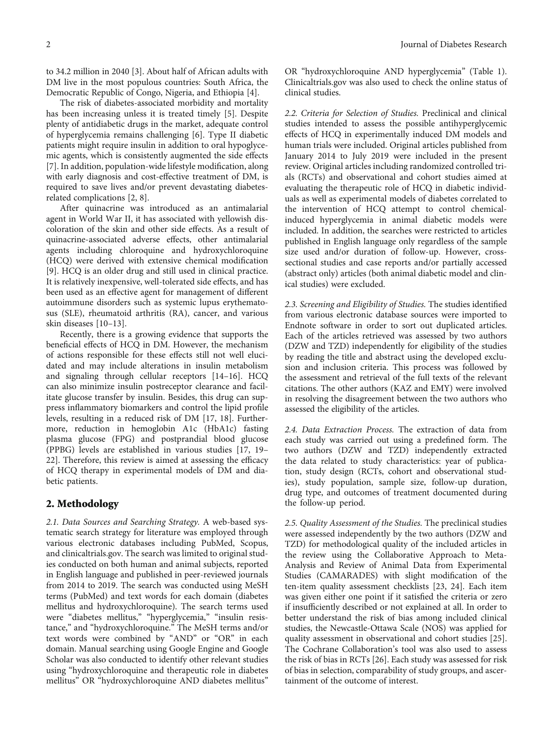to 34.2 million in 2040 [3]. About half of African adults with DM live in the most populous countries: South Africa, the Democratic Republic of Congo, Nigeria, and Ethiopia [4].

The risk of diabetes-associated morbidity and mortality has been increasing unless it is treated timely [5]. Despite plenty of antidiabetic drugs in the market, adequate control of hyperglycemia remains challenging [6]. Type II diabetic patients might require insulin in addition to oral hypoglycemic agents, which is consistently augmented the side effects [7]. In addition, population-wide lifestyle modification, along with early diagnosis and cost-effective treatment of DM, is required to save lives and/or prevent devastating diabetes-related complications [2, 8].

After quinacrine was introduced as an antimalarial agent in World War II, it has associated with yellowish discoloration of the skin and other side effects. As a result of quinacrine-associated adverse effects, other antimalarial agents including chloroquine and hydroxychloroquine (HCQ) were derived with extensive chemical modification [9]. HCQ is an older drug and still used in clinical practice. It is relatively inexpensive, well-tolerated side effects, and has been used as an effective agent for management of different autoimmune disorders such as systemic lupus erythematosus (SLE), rheumatoid arthritis (RA), cancer, and various skin diseases [10–13].

Recently, there is a growing evidence that supports the beneficial effects of HCQ in DM. However, the mechanism of actions responsible for these effects still not well elucidated and may include alterations in insulin metabolism and signaling through cellular receptors [14–16]. HCQ can also minimize insulin postreceptor clearance and facilitate glucose transfer by insulin. Besides, this drug can suppress inflammatory biomarkers and control the lipid profile levels, resulting in a reduced risk of DM [17, 18]. Furthermore, reduction in hemoglobin A1c (HbA1c) fasting plasma glucose (FPG) and postprandial blood glucose (PPBG) levels are established in various studies [17, 19–22]. Therefore, this review is aimed at assessing the efficacy of HCQ therapy in experimental models of DM and diabetic patients.

## 2. Methodology

*2.1. Data Sources and Searching Strategy.* A web-based systematic search strategy for literature was employed through various electronic databases including PubMed, Scopus, and clinicaltrials.gov. The search was limited to original studies conducted on both human and animal subjects, reported in English language and published in peer-reviewed journals from 2014 to 2019. The search was conducted using MeSH terms (PubMed) and text words for each domain (diabetes mellitus and hydroxychloroquine). The search terms used were "diabetes mellitus," "hyperglycemia," "insulin resistance," and "hydroxychloroquine." The MeSH terms and/or text words were combined by "AND" or "OR" in each domain. Manual searching using Google Engine and Google Scholar was also conducted to identify other relevant studies using "hydroxychloroquine and therapeutic role in diabetes mellitus" OR "hydroxychloroquine AND diabetes mellitus" OR "hydroxychloroquine AND hyperglycemia" (Table 1). Clinicaltrials.gov was also used to check the online status of clinical studies.

*2.2. Criteria for Selection of Studies.* Preclinical and clinical studies intended to assess the possible antihyperglycemic effects of HCQ in experimentally induced DM models and human trials were included. Original articles published from January 2014 to July 2019 were included in the present review. Original articles including randomized controlled trials (RCTs) and observational and cohort studies aimed at evaluating the therapeutic role of HCQ in diabetic individuals as well as experimental models of diabetes correlated to the intervention of HCQ attempt to control chemical-induced hyperglycemia in animal diabetic models were included. In addition, the searches were restricted to articles published in English language only regardless of the sample size used and/or duration of follow-up. However, cross-sectional studies and case reports and/or partially accessed (abstract only) articles (both animal diabetic model and clinical studies) were excluded.

*2.3. Screening and Eligibility of Studies.* The studies identified from various electronic database sources were imported to Endnote software in order to sort out duplicated articles. Each of the articles retrieved was assessed by two authors (DZW and TZD) independently for eligibility of the studies by reading the title and abstract using the developed exclusion and inclusion criteria. This process was followed by the assessment and retrieval of the full texts of the relevant citations. The other authors (KAZ and EMY) were involved in resolving the disagreement between the two authors who assessed the eligibility of the articles.

*2.4. Data Extraction Process.* The extraction of data from each study was carried out using a predefined form. The two authors (DZW and TZD) independently extracted the data related to study characteristics: year of publication, study design (RCTs, cohort and observational studies), study population, sample size, follow-up duration, drug type, and outcomes of treatment documented during the follow-up period.

*2.5. Quality Assessment of the Studies.* The preclinical studies were assessed independently by the two authors (DZW and TZD) for methodological quality of the included articles in the review using the Collaborative Approach to Meta-Analysis and Review of Animal Data from Experimental Studies (CAMARADES) with slight modification of the ten-item quality assessment checklists [23, 24]. Each item was given either one point if it satisfied the criteria or zero if insufficiently described or not explained at all. In order to better understand the risk of bias among included clinical studies, the Newcastle-Ottawa Scale (NOS) was applied for quality assessment in observational and cohort studies [25]. The Cochrane Collaboration's tool was also used to assess the risk of bias in RCTs [26]. Each study was assessed for risk of bias in selection, comparability of study groups, and ascertainment of the outcome of interest.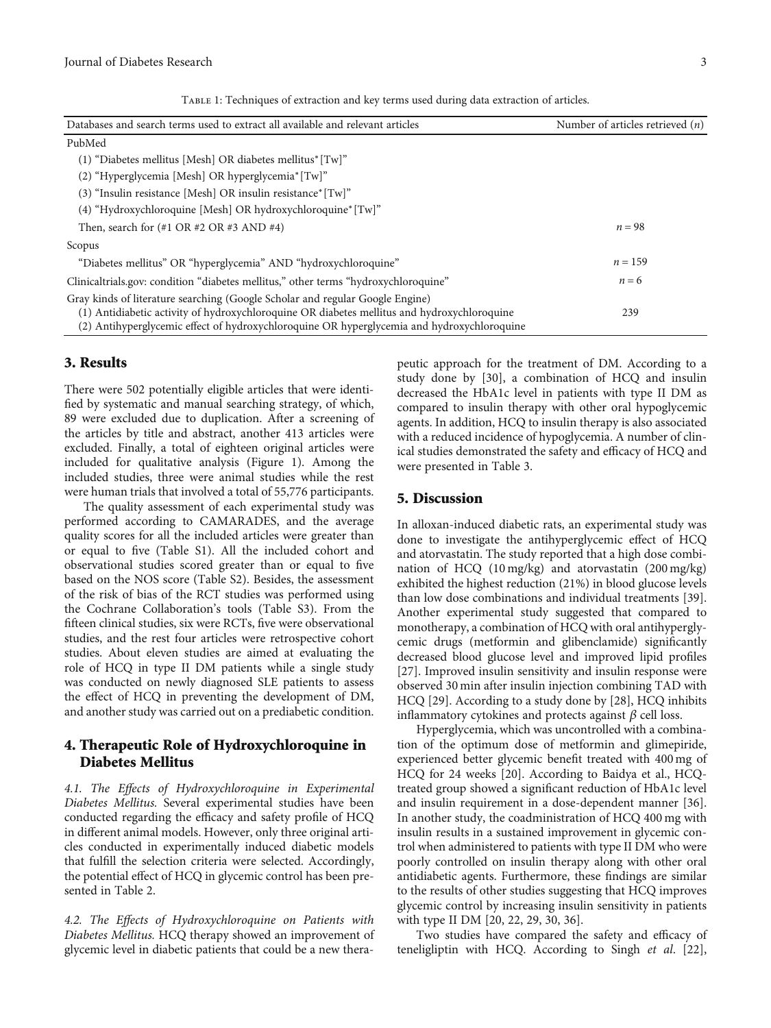Table 1: Techniques of extraction and key terms used during data extraction of articles.

| Databases and search terms used to extract all available and relevant articles | Number of articles retrieved (*n*) |
|---|---|
| PubMed | |
| (1) "Diabetes mellitus [Mesh] OR diabetes mellitus* [Tw]" | |
| (2) "Hyperglycemia [Mesh] OR hyperglycemia* [Tw]" | |
| (3) "Insulin resistance [Mesh] OR insulin resistance* [Tw]" | |
| (4) "Hydroxychloroquine [Mesh] OR hydroxychloroquine* [Tw]" | |
| Then, search for (#1 OR #2 OR #3 AND #4) | $n = 98$ |
| Scopus | |
| "Diabetes mellitus" OR "hyperglycemia" AND "hydroxychloroquine" | $n = 159$ |
| Clinicaltrials.gov: condition "diabetes mellitus," other terms "hydroxychloroquine" | $n = 6$ |
| Gray kinds of literature searching (Google Scholar and regular Google Engine)<br>(1) Antidiabetic activity of hydroxychloroquine OR diabetes mellitus and hydroxychloroquine<br>(2) Antihyperglycemic effect of hydroxychloroquine OR hyperglycemia and hydroxychloroquine | 239 |

## 3. Results

There were 502 potentially eligible articles that were identified by systematic and manual searching strategy, of which, 89 were excluded due to duplication. After a screening of the articles by title and abstract, another 413 articles were excluded. Finally, a total of eighteen original articles were included for qualitative analysis (Figure 1). Among the included studies, three were animal studies while the rest were human trials that involved a total of 55,776 participants.

The quality assessment of each experimental study was performed according to CAMARADES, and the average quality scores for all the included articles were greater than or equal to five (Table S1). All the included cohort and observational studies scored greater than or equal to five based on the NOS score (Table S2). Besides, the assessment of the risk of bias of the RCT studies was performed using the Cochrane Collaboration's tools (Table S3). From the fifteen clinical studies, six were RCTs, five were observational studies, and the rest four articles were retrospective cohort studies. About eleven studies are aimed at evaluating the role of HCQ in type II DM patients while a single study was conducted on newly diagnosed SLE patients to assess the effect of HCQ in preventing the development of DM, and another study was carried out on a prediabetic condition.

## 4. Therapeutic Role of Hydroxychloroquine in Diabetes Mellitus

*4.1. The Effects of Hydroxychloroquine in Experimental Diabetes Mellitus.* Several experimental studies have been conducted regarding the efficacy and safety profile of HCQ in different animal models. However, only three original articles conducted in experimentally induced diabetic models that fulfill the selection criteria were selected. Accordingly, the potential effect of HCQ in glycemic control has been presented in Table 2.

*4.2. The Effects of Hydroxychloroquine on Patients with Diabetes Mellitus.* HCQ therapy showed an improvement of glycemic level in diabetic patients that could be a new therapeutic approach for the treatment of DM. According to a study done by [30], a combination of HCQ and insulin decreased the HbA1c level in patients with type II DM as compared to insulin therapy with other oral hypoglycemic agents. In addition, HCQ to insulin therapy is also associated with a reduced incidence of hypoglycemia. A number of clinical studies demonstrated the safety and efficacy of HCQ and were presented in Table 3.

## 5. Discussion

In alloxan-induced diabetic rats, an experimental study was done to investigate the antihyperglycemic effect of HCQ and atorvastatin. The study reported that a high dose combination of HCQ (10 mg/kg) and atorvastatin (200 mg/kg) exhibited the highest reduction (21%) in blood glucose levels than low dose combinations and individual treatments [39]. Another experimental study suggested that compared to monotherapy, a combination of HCQ with oral antihyperglycemic drugs (metformin and glibenclamide) significantly decreased blood glucose level and improved lipid profiles [27]. Improved insulin sensitivity and insulin response were observed 30 min after insulin injection combining TAD with HCQ [29]. According to a study done by [28], HCQ inhibits inflammatory cytokines and protects against $\beta$ cell loss.

Hyperglycemia, which was uncontrolled with a combination of the optimum dose of metformin and glimepiride, experienced better glycemic benefit treated with 400 mg of HCQ for 24 weeks [20]. According to Baidya et al., HCQ-treated group showed a significant reduction of HbA1c level and insulin requirement in a dose-dependent manner [36]. In another study, the coadministration of HCQ 400 mg with insulin results in a sustained improvement in glycemic control when administered to patients with type II DM who were poorly controlled on insulin therapy along with other oral antidiabetic agents. Furthermore, these findings are similar to the results of other studies suggesting that HCQ improves glycemic control by increasing insulin sensitivity in patients with type II DM [20, 22, 29, 30, 36].

Two studies have compared the safety and efficacy of teneligliptin with HCQ. According to Singh *et al*. [22],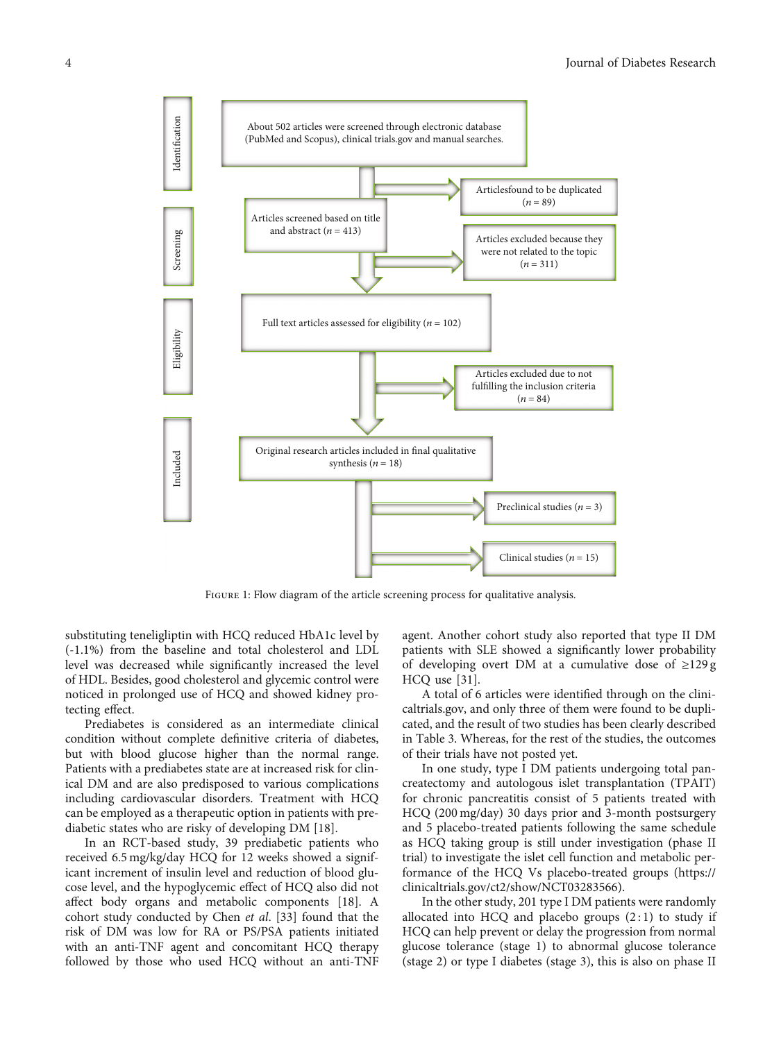Identification

About 502 articles were screened through electronic database (PubMed and Scopus), clinical trials.gov and manual searches.

Articlesfound to be duplicated ($n = 89$)

Screening

Articles screened based on title and abstract ($n = 413$)

Articles excluded because they were not related to the topic ($n = 311$)

Eligibility

Full text articles assessed for eligibility ($n = 102$)

Articles excluded due to not fulfilling the inclusion criteria ($n = 84$)

Included

Original research articles included in final qualitative synthesis ($n = 18$)

Preclinical studies ($n = 3$)

Clinical studies ($n = 15$)

Figure 1: Flow diagram of the article screening process for qualitative analysis.

substituting teneligliptin with HCQ reduced HbA1c level by (-1.1%) from the baseline and total cholesterol and LDL level was decreased while significantly increased the level of HDL. Besides, good cholesterol and glycemic control were noticed in prolonged use of HCQ and showed kidney protecting effect.

Prediabetes is considered as an intermediate clinical condition without complete definitive criteria of diabetes, but with blood glucose higher than the normal range. Patients with a prediabetes state are at increased risk for clinical DM and are also predisposed to various complications including cardiovascular disorders. Treatment with HCQ can be employed as a therapeutic option in patients with prediabetic states who are risky of developing DM [18].

In an RCT-based study, 39 prediabetic patients who received 6.5 mg/kg/day HCQ for 12 weeks showed a significant increment of insulin level and reduction of blood glucose level, and the hypoglycemic effect of HCQ also did not affect body organs and metabolic components [18]. A cohort study conducted by Chen *et al.* [33] found that the risk of DM was low for RA or PS/PSA patients initiated with an anti-TNF agent and concomitant HCQ therapy followed by those who used HCQ without an anti-TNF agent. Another cohort study also reported that type II DM patients with SLE showed a significantly lower probability of developing overt DM at a cumulative dose of ≥129 g HCQ use [31].

A total of 6 articles were identified through on the clinicaltrials.gov, and only three of them were found to be duplicated, and the result of two studies has been clearly described in Table 3. Whereas, for the rest of the studies, the outcomes of their trials have not posted yet.

In one study, type I DM patients undergoing total pancreatectomy and autologous islet transplantation (TPAIT) for chronic pancreatitis consist of 5 patients treated with HCQ (200 mg/day) 30 days prior and 3-month postsurgery and 5 placebo-treated patients following the same schedule as HCQ taking group is still under investigation (phase II trial) to investigate the islet cell function and metabolic performance of the HCQ Vs placebo-treated groups (https://clinicaltrials.gov/ct2/show/NCT03283566).

In the other study, 201 type I DM patients were randomly allocated into HCQ and placebo groups (2 : 1) to study if HCQ can help prevent or delay the progression from normal glucose tolerance (stage 1) to abnormal glucose tolerance (stage 2) or type I diabetes (stage 3), this is also on phase II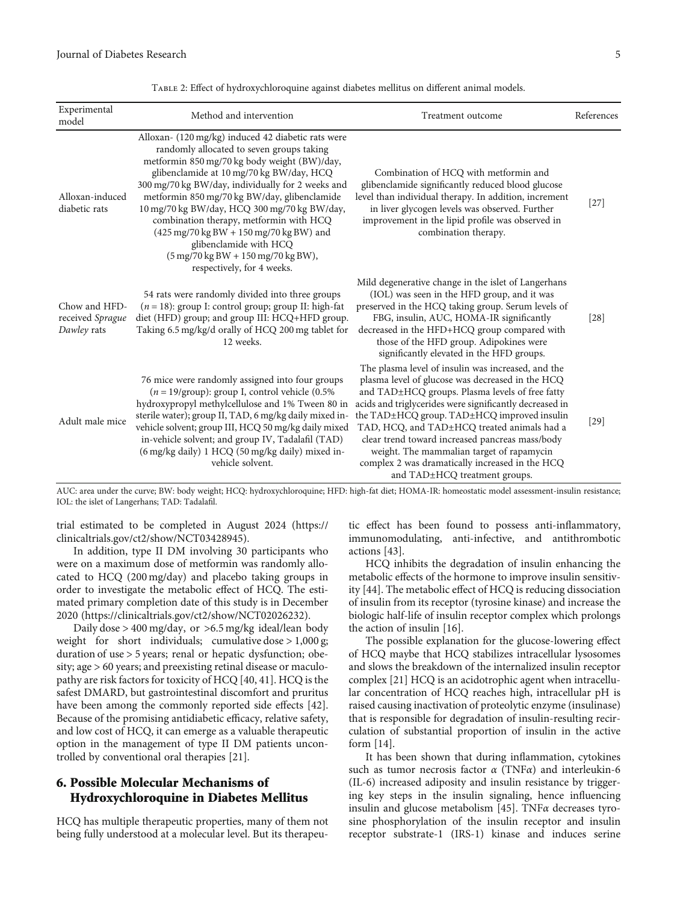Table 2: Effect of hydroxychloroquine against diabetes mellitus on different animal models.

| Experimental model | Method and intervention | Treatment outcome | References |
| --- | --- | --- | --- |
| Alloxan-induced diabetic rats | Alloxan- (120 mg/kg) induced 42 diabetic rats were randomly allocated to seven groups taking metformin 850 mg/70 kg body weight (BW)/day, glibenclamide at 10 mg/70 kg BW/day, HCQ 300 mg/70 kg BW/day, individually for 2 weeks and metformin 850 mg/70 kg BW/day, glibenclamide 10 mg/70 kg BW/day, HCQ 300 mg/70 kg BW/day, combination therapy, metformin with HCQ (425 mg/70 kg BW + 150 mg/70 kg BW) and glibenclamide with HCQ (5 mg/70 kg BW + 150 mg/70 kg BW), respectively, for 4 weeks. | Combination of HCQ with metformin and glibenclamide significantly reduced blood glucose level than individual therapy. In addition, increment in liver glycogen levels was observed. Further improvement in the lipid profile was observed in combination therapy. | [27] |
| Chow and HFD-received *Sprague Dawley* rats | 54 rats were randomly divided into three groups ($n = 18$): group I: control group; group II: high-fat diet (HFD) group; and group III: HCQ+HFD group. Taking 6.5 mg/kg/d orally of HCQ 200 mg tablet for 12 weeks. | Mild degenerative change in the islet of Langerhans (IOL) was seen in the HFD group, and it was preserved in the HCQ taking group. Serum levels of FBG, insulin, AUC, HOMA-IR significantly decreased in the HFD+HCQ group compared with those of the HFD group. Adipokines were significantly elevated in the HFD groups. | [28] |
| Adult male mice | 76 mice were randomly assigned into four groups ($n = 19$/group): group I, control vehicle (0.5% hydroxypropyl methylcellulose and 1% Tween 80 in sterile water); group II, TAD, 6 mg/kg daily mixed in-vehicle solvent; group III, HCQ 50 mg/kg daily mixed in-vehicle solvent; and group IV, Tadalafil (TAD) (6 mg/kg daily) 1 HCQ (50 mg/kg daily) mixed in-vehicle solvent. | The plasma level of insulin was increased, and the plasma level of glucose was decreased in the HCQ and TAD±HCQ groups. Plasma levels of free fatty acids and triglycerides were significantly decreased in the TAD±HCQ group. TAD±HCQ improved insulin TAD, HCQ, and TAD±HCQ treated animals had a clear trend toward increased pancreas mass/body weight. The mammalian target of rapamycin complex 2 was dramatically increased in the HCQ and TAD±HCQ treatment groups. | [29] |

AUC: area under the curve; BW: body weight; HCQ: hydroxychloroquine; HFD: high-fat diet; HOMA-IR: homeostatic model assessment-insulin resistance; IOL: the islet of Langerhans; TAD: Tadalafil.

trial estimated to be completed in August 2024 (https://clinicaltrials.gov/ct2/show/NCT03428945).

In addition, type II DM involving 30 participants who were on a maximum dose of metformin was randomly allocated to HCQ (200 mg/day) and placebo taking groups in order to investigate the metabolic effect of HCQ. The estimated primary completion date of this study is in December 2020 (https://clinicaltrials.gov/ct2/show/NCT02026232).

Daily dose > 400 mg/day, or >6.5 mg/kg ideal/lean body weight for short individuals; cumulative dose > 1,000 g; duration of use > 5 years; renal or hepatic dysfunction; obesity; age > 60 years; and preexisting retinal disease or maculopathy are risk factors for toxicity of HCQ [40, 41]. HCQ is the safest DMARD, but gastrointestinal discomfort and pruritus have been among the commonly reported side effects [42]. Because of the promising antidiabetic efficacy, relative safety, and low cost of HCQ, it can emerge as a valuable therapeutic option in the management of type II DM patients uncontrolled by conventional oral therapies [21].

## 6. Possible Molecular Mechanisms of Hydroxychloroquine in Diabetes Mellitus

HCQ has multiple therapeutic properties, many of them not being fully understood at a molecular level. But its therapeutic effect has been found to possess anti-inflammatory, immunomodulating, anti-infective, and antithrombotic actions [43].

HCQ inhibits the degradation of insulin enhancing the metabolic effects of the hormone to improve insulin sensitivity [44]. The metabolic effect of HCQ is reducing dissociation of insulin from its receptor (tyrosine kinase) and increase the biologic half-life of insulin receptor complex which prolongs the action of insulin [16].

The possible explanation for the glucose-lowering effect of HCQ maybe that HCQ stabilizes intracellular lysosomes and slows the breakdown of the internalized insulin receptor complex [21] HCQ is an acidotrophic agent when intracellular concentration of HCQ reaches high, intracellular pH is raised causing inactivation of proteolytic enzyme (insulinase) that is responsible for degradation of insulin-resulting recirculation of substantial proportion of insulin in the active form [14].

It has been shown that during inflammation, cytokines such as tumor necrosis factor $\alpha$ (TNF$\alpha$) and interleukin-6 (IL-6) increased adiposity and insulin resistance by triggering key steps in the insulin signaling, hence influencing insulin and glucose metabolism [45]. TNF$\alpha$ decreases tyrosine phosphorylation of the insulin receptor and insulin receptor substrate-1 (IRS-1) kinase and induces serine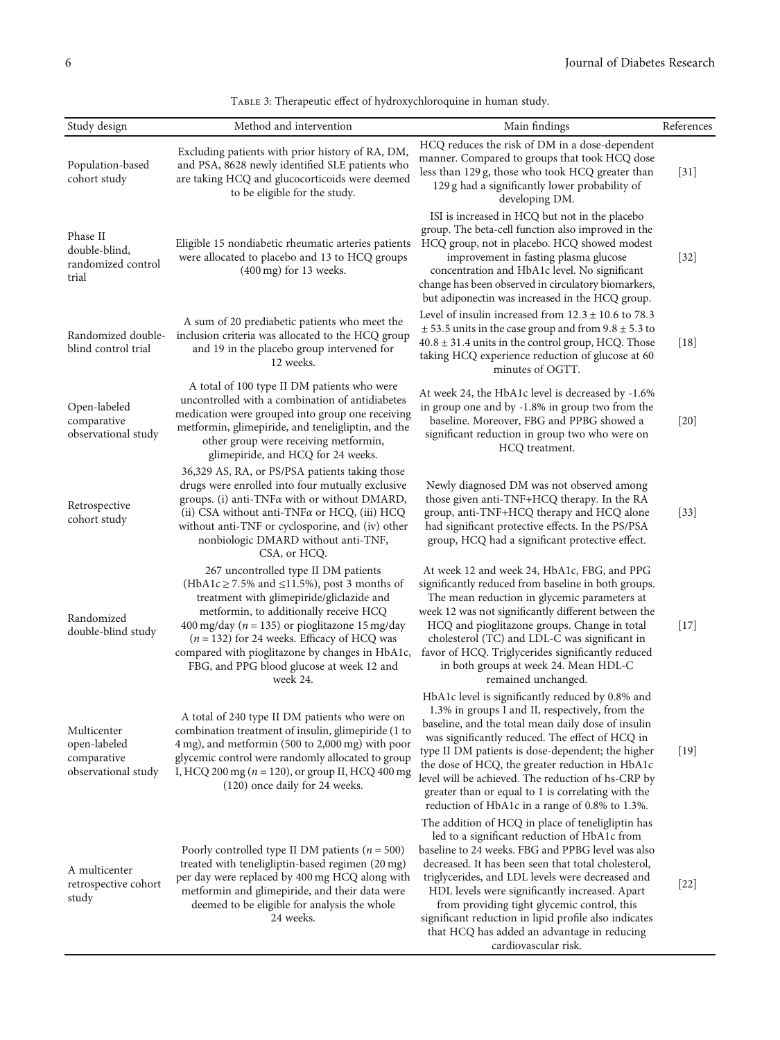Table 3: Therapeutic effect of hydroxychloroquine in human study.

| Study design | Method and intervention | Main findings | References |
|---|---|---|---|
| Population-based cohort study | Excluding patients with prior history of RA, DM, and PSA, 8628 newly identified SLE patients who are taking HCQ and glucocorticoids were deemed to be eligible for the study. | HCQ reduces the risk of DM in a dose-dependent manner. Compared to groups that took HCQ dose less than 129 g, those who took HCQ greater than 129 g had a significantly lower probability of developing DM. | [31] |
| Phase II double-blind, randomized control trial | Eligible 15 nondiabetic rheumatic arteries patients were allocated to placebo and 13 to HCQ groups (400 mg) for 13 weeks. | ISI is increased in HCQ but not in the placebo group. The beta-cell function also improved in the HCQ group, not in placebo. HCQ showed modest improvement in fasting plasma glucose concentration and HbA1c level. No significant change has been observed in circulatory biomarkers, but adiponectin was increased in the HCQ group. | [32] |
| Randomized double-blind control trial | A sum of 20 prediabetic patients who meet the inclusion criteria was allocated to the HCQ group and 19 in the placebo group intervened for 12 weeks. | Level of insulin increased from $12.3 \pm 10.6$ to $78.3 \pm 53.5$ units in the case group and from $9.8 \pm 5.3$ to $40.8 \pm 31.4$ units in the control group, HCQ. Those taking HCQ experience reduction of glucose at 60 minutes of OGTT. | [18] |
| Open-labeled comparative observational study | A total of 100 type II DM patients who were uncontrolled with a combination of antidiabetes medication were grouped into group one receiving metformin, glimepiride, and teneligliptin, and the other group were receiving metformin, glimepiride, and HCQ for 24 weeks. | At week 24, the HbA1c level is decreased by -1.6% in group one and by -1.8% in group two from the baseline. Moreover, FBG and PPBG showed a significant reduction in group two who were on HCQ treatment. | [20] |
| Retrospective cohort study | 36,329 AS, RA, or PS/PSA patients taking those drugs were enrolled into four mutually exclusive groups. (i) anti-TNFα with or without DMARD, (ii) CSA without anti-TNFα or HCQ, (iii) HCQ without anti-TNF or cyclosporine, and (iv) other nonbiologic DMARD without anti-TNF, CSA, or HCQ. | Newly diagnosed DM was not observed among those given anti-TNF+HCQ therapy. In the RA group, anti-TNF+HCQ therapy and HCQ alone had significant protective effects. In the PS/PSA group, HCQ had a significant protective effect. | [33] |
| Randomized double-blind study | 267 uncontrolled type II DM patients (HbA1c ≥ 7.5% and ≤11.5%), post 3 months of treatment with glimepiride/gliclazide and metformin, to additionally receive HCQ 400 mg/day ($n = 135$) or pioglitazone 15 mg/day ($n = 132$) for 24 weeks. Efficacy of HCQ was compared with pioglitazone by changes in HbA1c, FBG, and PPG blood glucose at week 12 and week 24. | At week 12 and week 24, HbA1c, FBG, and PPG significantly reduced from baseline in both groups. The mean reduction in glycemic parameters at week 12 was not significantly different between the HCQ and pioglitazone groups. Change in total cholesterol (TC) and LDL-C was significant in favor of HCQ. Triglycerides significantly reduced in both groups at week 24. Mean HDL-C remained unchanged. | [17] |
| Multicenter open-labeled comparative observational study | A total of 240 type II DM patients who were on combination treatment of insulin, glimepiride (1 to 4 mg), and metformin (500 to 2,000 mg) with poor glycemic control were randomly allocated to group I, HCQ 200 mg ($n = 120$), or group II, HCQ 400 mg (120) once daily for 24 weeks. | HbA1c level is significantly reduced by 0.8% and 1.3% in groups I and II, respectively, from the baseline, and the total mean daily dose of insulin was significantly reduced. The effect of HCQ in type II DM patients is dose-dependent; the higher the dose of HCQ, the greater reduction in HbA1c level will be achieved. The reduction of hs-CRP by greater than or equal to 1 is correlating with the reduction of HbA1c in a range of 0.8% to 1.3%. | [19] |
| A multicenter retrospective cohort study | Poorly controlled type II DM patients ($n = 500$) treated with teneligliptin-based regimen (20 mg) per day were replaced by 400 mg HCQ along with metformin and glimepiride, and their data were deemed to be eligible for analysis the whole 24 weeks. | The addition of HCQ in place of teneligliptin has led to a significant reduction of HbA1c from baseline to 24 weeks. FBG and PPBG level was also decreased. It has been seen that total cholesterol, triglycerides, and LDL levels were decreased and HDL levels were significantly increased. Apart from providing tight glycemic control, this significant reduction in lipid profile also indicates that HCQ has added an advantage in reducing cardiovascular risk. | [22] |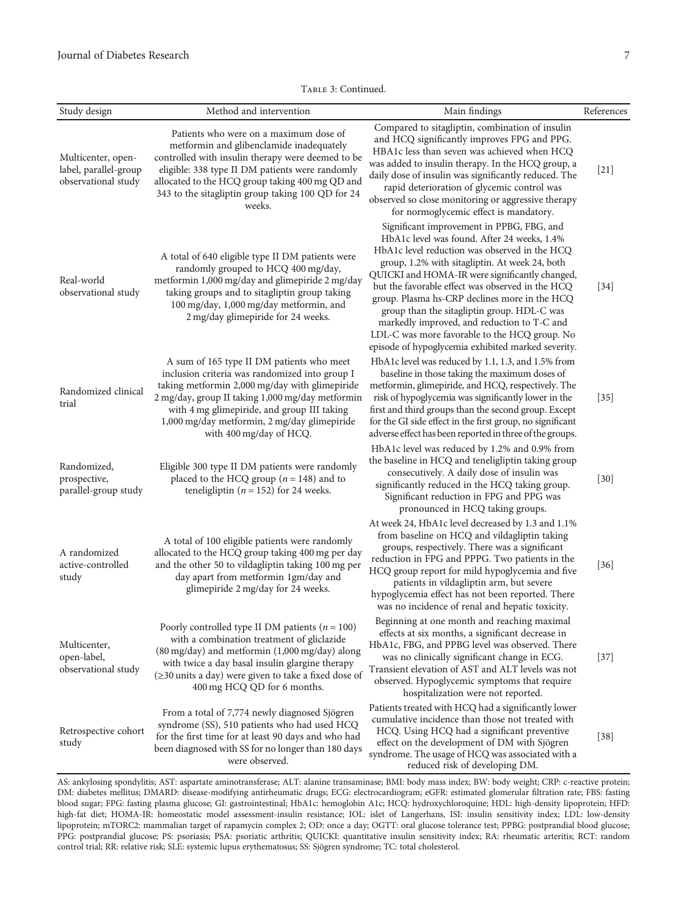Table 3: Continued.

| Study design | Method and intervention | Main findings | References |
|---|---|---|---|
| Multicenter, open-label, parallel-group observational study | Patients who were on a maximum dose of metformin and glibenclamide inadequately controlled with insulin therapy were deemed to be eligible: 338 type II DM patients were randomly allocated to the HCQ group taking 400 mg QD and 343 to the sitagliptin group taking 100 QD for 24 weeks. | Compared to sitagliptin, combination of insulin and HCQ significantly improves FPG and PPG. HBA1c less than seven was achieved when HCQ was added to insulin therapy. In the HCQ group, a daily dose of insulin was significantly reduced. The rapid deterioration of glycemic control was observed so close monitoring or aggressive therapy for normoglycemic effect is mandatory. | [21] |
| Real-world observational study | A total of 640 eligible type II DM patients were randomly grouped to HCQ 400 mg/day, metformin 1,000 mg/day and glimepiride 2 mg/day taking groups and to sitagliptin group taking 100 mg/day, 1,000 mg/day metformin, and 2 mg/day glimepiride for 24 weeks. | Significant improvement in PPBG, FBG, and HbA1c level was found. After 24 weeks, 1.4% HbA1c level reduction was observed in the HCQ group, 1.2% with sitagliptin. At week 24, both QUICKI and HOMA-IR were significantly changed, but the favorable effect was observed in the HCQ group. Plasma hs-CRP declines more in the HCQ group than the sitagliptin group. HDL-C was markedly improved, and reduction to T-C and LDL-C was more favorable to the HCQ group. No episode of hypoglycemia exhibited marked severity. | [34] |
| Randomized clinical trial | A sum of 165 type II DM patients who meet inclusion criteria was randomized into group I taking metformin 2,000 mg/day with glimepiride 2 mg/day, group II taking 1,000 mg/day metformin with 4 mg glimepiride, and group III taking 1,000 mg/day metformin, 2 mg/day glimepiride with 400 mg/day of HCQ. | HbA1c level was reduced by 1.1, 1.3, and 1.5% from baseline in those taking the maximum doses of metformin, glimepiride, and HCQ, respectively. The risk of hypoglycemia was significantly lower in the first and third groups than the second group. Except for the GI side effect in the first group, no significant adverse effect has been reported in three of the groups. | [35] |
| Randomized, prospective, parallel-group study | Eligible 300 type II DM patients were randomly placed to the HCQ group ($n = 148$) and to teneligliptin ($n = 152$) for 24 weeks. | HbA1c level was reduced by 1.2% and 0.9% from the baseline in HCQ and teneligliptin taking group consecutively. A daily dose of insulin was significantly reduced in the HCQ taking group. Significant reduction in FPG and PPG was pronounced in HCQ taking groups. | [30] |
| A randomized active-controlled study | A total of 100 eligible patients were randomly allocated to the HCQ group taking 400 mg per day and the other 50 to vildagliptin taking 100 mg per day apart from metformin 1gm/day and glimepiride 2 mg/day for 24 weeks. | At week 24, HbA1c level decreased by 1.3 and 1.1% from baseline on HCQ and vildagliptin taking groups, respectively. There was a significant reduction in FPG and PPPG. Two patients in the HCQ group report for mild hypoglycemia and five patients in vildagliptin arm, but severe hypoglycemia effect has not been reported. There was no incidence of renal and hepatic toxicity. | [36] |
| Multicenter, open-label, observational study | Poorly controlled type II DM patients ($n = 100$) with a combination treatment of gliclazide (80 mg/day) and metformin (1,000 mg/day) along with twice a day basal insulin glargine therapy (≥30 units a day) were given to take a fixed dose of 400 mg HCQ QD for 6 months. | Beginning at one month and reaching maximal effects at six months, a significant decrease in HbA1c, FBG, and PPBG level was observed. There was no clinically significant change in ECG. Transient elevation of AST and ALT levels was not observed. Hypoglycemic symptoms that require hospitalization were not reported. | [37] |
| Retrospective cohort study | From a total of 7,774 newly diagnosed Sjögren syndrome (SS), 510 patients who had used HCQ for the first time for at least 90 days and who had been diagnosed with SS for no longer than 180 days were observed. | Patients treated with HCQ had a significantly lower cumulative incidence than those not treated with HCQ. Using HCQ had a significant preventive effect on the development of DM with Sjögren syndrome. The usage of HCQ was associated with a reduced risk of developing DM. | [38] |

AS: ankylosing spondylitis; AST: aspartate aminotransferase; ALT: alanine transaminase; BMI: body mass index; BW: body weight; CRP: c-reactive protein; DM: diabetes mellitus; DMARD: disease-modifying antirheumatic drugs; ECG: electrocardiogram; eGFR: estimated glomerular filtration rate; FBS: fasting blood sugar; FPG: fasting plasma glucose; GI: gastrointestinal; HbA1c: hemoglobin A1c; HCQ: hydroxychloroquine; HDL: high-density lipoprotein; HFD: high-fat diet; HOMA-IR: homeostatic model assessment-insulin resistance; IOL: islet of Langerhans, ISI: insulin sensitivity index; LDL: low-density lipoprotein; mTORC2: mammalian target of rapamycin complex 2; OD: once a day; OGTT: oral glucose tolerance test; PPBG: postprandial blood glucose; PPG: postprandial glucose; PS: psoriasis; PSA: psoriatic arthritis; QUICKI: quantitative insulin sensitivity index; RA: rheumatic arteritis; RCT: random control trial; RR: relative risk; SLE: systemic lupus erythematosus; SS: Sjögren syndrome; TC: total cholesterol.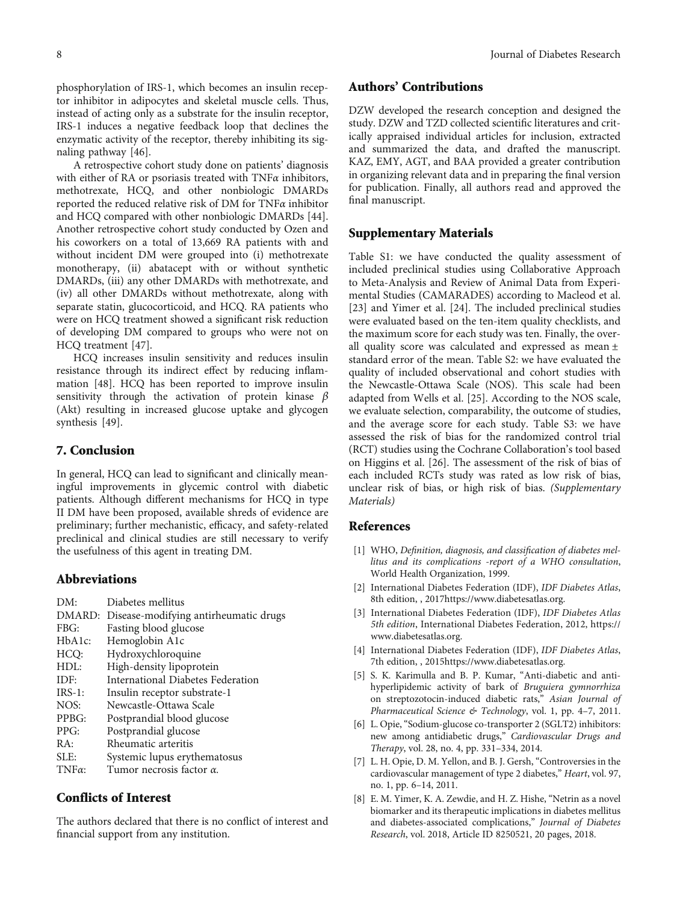phosphorylation of IRS-1, which becomes an insulin receptor inhibitor in adipocytes and skeletal muscle cells. Thus, instead of acting only as a substrate for the insulin receptor, IRS-1 induces a negative feedback loop that declines the enzymatic activity of the receptor, thereby inhibiting its signaling pathway [46].

A retrospective cohort study done on patients' diagnosis with either of RA or psoriasis treated with TNF$\alpha$ inhibitors, methotrexate, HCQ, and other nonbiologic DMARDs reported the reduced relative risk of DM for TNF$\alpha$ inhibitor and HCQ compared with other nonbiologic DMARDs [44]. Another retrospective cohort study conducted by Ozen and his coworkers on a total of 13,669 RA patients with and without incident DM were grouped into (i) methotrexate monotherapy, (ii) abatacept with or without synthetic DMARDs, (iii) any other DMARDs with methotrexate, and (iv) all other DMARDs without methotrexate, along with separate statin, glucocorticoid, and HCQ. RA patients who were on HCQ treatment showed a significant risk reduction of developing DM compared to groups who were not on HCQ treatment [47].

HCQ increases insulin sensitivity and reduces insulin resistance through its indirect effect by reducing inflammation [48]. HCQ has been reported to improve insulin sensitivity through the activation of protein kinase $\beta$ (Akt) resulting in increased glucose uptake and glycogen synthesis [49].

## 7. Conclusion

In general, HCQ can lead to significant and clinically meaningful improvements in glycemic control with diabetic patients. Although different mechanisms for HCQ in type II DM have been proposed, available shreds of evidence are preliminary; further mechanistic, efficacy, and safety-related preclinical and clinical studies are still necessary to verify the usefulness of this agent in treating DM.

## Abbreviations

| | |
|---|---|
| DM: | Diabetes mellitus |
| DMARD: | Disease-modifying antirheumatic drugs |
| FBG: | Fasting blood glucose |
| HbA1c: | Hemoglobin A1c |
| HCQ: | Hydroxychloroquine |
| HDL: | High-density lipoprotein |
| IDF: | International Diabetes Federation |
| IRS-1: | Insulin receptor substrate-1 |
| NOS: | Newcastle-Ottawa Scale |
| PPBG: | Postprandial blood glucose |
| PPG: | Postprandial glucose |
| RA: | Rheumatic arteritis |
| SLE: | Systemic lupus erythematosus |
| TNF$\alpha$: | Tumor necrosis factor $\alpha$. |

## Conflicts of Interest

The authors declared that there is no conflict of interest and financial support from any institution.

## Authors' Contributions

DZW developed the research conception and designed the study. DZW and TZD collected scientific literatures and critically appraised individual articles for inclusion, extracted and summarized the data, and drafted the manuscript. KAZ, EMY, AGT, and BAA provided a greater contribution in organizing relevant data and in preparing the final version for publication. Finally, all authors read and approved the final manuscript.

## Supplementary Materials

Table S1: we have conducted the quality assessment of included preclinical studies using Collaborative Approach to Meta-Analysis and Review of Animal Data from Experimental Studies (CAMARADES) according to Macleod et al. [23] and Yimer et al. [24]. The included preclinical studies were evaluated based on the ten-item quality checklists, and the maximum score for each study was ten. Finally, the overall quality score was calculated and expressed as mean ± standard error of the mean. Table S2: we have evaluated the quality of included observational and cohort studies with the Newcastle-Ottawa Scale (NOS). This scale had been adapted from Wells et al. [25]. According to the NOS scale, we evaluate selection, comparability, the outcome of studies, and the average score for each study. Table S3: we have assessed the risk of bias for the randomized control trial (RCT) studies using the Cochrane Collaboration's tool based on Higgins et al. [26]. The assessment of the risk of bias of each included RCTs study was rated as low risk of bias, unclear risk of bias, or high risk of bias. *(Supplementary Materials)*

## References

[1] WHO, *Definition, diagnosis, and classification of diabetes mellitus and its complications -report of a WHO consultation*, World Health Organization, 1999.

[2] International Diabetes Federation (IDF), *IDF Diabetes Atlas*, 8th edition, , 2017https://www.diabetesatlas.org.

[3] International Diabetes Federation (IDF), *IDF Diabetes Atlas 5th edition*, International Diabetes Federation, 2012, https://www.diabetesatlas.org.

[4] International Diabetes Federation (IDF), *IDF Diabetes Atlas*, 7th edition, , 2015https://www.diabetesatlas.org.

[5] S. K. Karimulla and B. P. Kumar, "Anti-diabetic and anti-hyperlipidemic activity of bark of *Bruguiera gymnorrhiza* on streptozotocin-induced diabetic rats," *Asian Journal of Pharmaceutical Science & Technology*, vol. 1, pp. 4–7, 2011.

[6] L. Opie, "Sodium-glucose co-transporter 2 (SGLT2) inhibitors: new among antidiabetic drugs," *Cardiovascular Drugs and Therapy*, vol. 28, no. 4, pp. 331–334, 2014.

[7] L. H. Opie, D. M. Yellon, and B. J. Gersh, "Controversies in the cardiovascular management of type 2 diabetes," *Heart*, vol. 97, no. 1, pp. 6–14, 2011.

[8] E. M. Yimer, K. A. Zewdie, and H. Z. Hishe, "Netrin as a novel biomarker and its therapeutic implications in diabetes mellitus and diabetes-associated complications," *Journal of Diabetes Research*, vol. 2018, Article ID 8250521, 20 pages, 2018.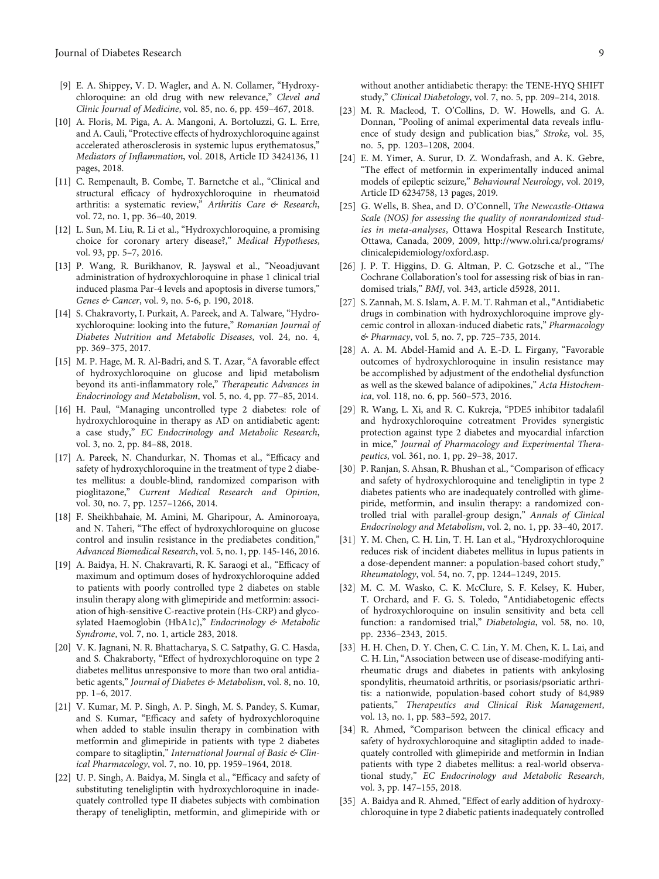[9] E. A. Shippey, V. D. Wagler, and A. N. Collamer, "Hydroxychloroquine: an old drug with new relevance," *Clevel and Clinic Journal of Medicine*, vol. 85, no. 6, pp. 459–467, 2018.

[10] A. Floris, M. Piga, A. A. Mangoni, A. Bortoluzzi, G. L. Erre, and A. Cauli, "Protective effects of hydroxychloroquine against accelerated atherosclerosis in systemic lupus erythematosus," *Mediators of Inflammation*, vol. 2018, Article ID 3424136, 11 pages, 2018.

[11] C. Rempenault, B. Combe, T. Barnetche et al., "Clinical and structural efficacy of hydroxychloroquine in rheumatoid arthritis: a systematic review," *Arthritis Care & Research*, vol. 72, no. 1, pp. 36–40, 2019.

[12] L. Sun, M. Liu, R. Li et al., "Hydroxychloroquine, a promising choice for coronary artery disease?," *Medical Hypotheses*, vol. 93, pp. 5–7, 2016.

[13] P. Wang, R. Burikhanov, R. Jayswal et al., "Neoadjuvant administration of hydroxychloroquine in phase 1 clinical trial induced plasma Par-4 levels and apoptosis in diverse tumors," *Genes & Cancer*, vol. 9, no. 5-6, p. 190, 2018.

[14] S. Chakravorty, I. Purkait, A. Pareek, and A. Talware, "Hydroxychloroquine: looking into the future," *Romanian Journal of Diabetes Nutrition and Metabolic Diseases*, vol. 24, no. 4, pp. 369–375, 2017.

[15] M. P. Hage, M. R. Al-Badri, and S. T. Azar, "A favorable effect of hydroxychloroquine on glucose and lipid metabolism beyond its anti-inflammatory role," *Therapeutic Advances in Endocrinology and Metabolism*, vol. 5, no. 4, pp. 77–85, 2014.

[16] H. Paul, "Managing uncontrolled type 2 diabetes: role of hydroxychloroquine in therapy as AD on antidiabetic agent: a case study," *EC Endocrinology and Metabolic Research*, vol. 3, no. 2, pp. 84–88, 2018.

[17] A. Pareek, N. Chandurkar, N. Thomas et al., "Efficacy and safety of hydroxychloroquine in the treatment of type 2 diabetes mellitus: a double-blind, randomized comparison with pioglitazone," *Current Medical Research and Opinion*, vol. 30, no. 7, pp. 1257–1266, 2014.

[18] F. Sheikhbahaie, M. Amini, M. Gharipour, A. Aminoroaya, and N. Taheri, "The effect of hydroxychloroquine on glucose control and insulin resistance in the prediabetes condition," *Advanced Biomedical Research*, vol. 5, no. 1, pp. 145-146, 2016.

[19] A. Baidya, H. N. Chakravarti, R. K. Saraogi et al., "Efficacy of maximum and optimum doses of hydroxychloroquine added to patients with poorly controlled type 2 diabetes on stable insulin therapy along with glimepiride and metformin: association of high-sensitive C-reactive protein (Hs-CRP) and glycosylated Haemoglobin (HbA1c)," *Endocrinology & Metabolic Syndrome*, vol. 7, no. 1, article 283, 2018.

[20] V. K. Jagnani, N. R. Bhattacharya, S. C. Satpathy, G. C. Hasda, and S. Chakraborty, "Effect of hydroxychloroquine on type 2 diabetes mellitus unresponsive to more than two oral antidiabetic agents," *Journal of Diabetes & Metabolism*, vol. 8, no. 10, pp. 1–6, 2017.

[21] V. Kumar, M. P. Singh, A. P. Singh, M. S. Pandey, S. Kumar, and S. Kumar, "Efficacy and safety of hydroxychloroquine when added to stable insulin therapy in combination with metformin and glimepiride in patients with type 2 diabetes compare to sitagliptin," *International Journal of Basic & Clinical Pharmacology*, vol. 7, no. 10, pp. 1959–1964, 2018.

[22] U. P. Singh, A. Baidya, M. Singla et al., "Efficacy and safety of substituting teneligliptin with hydroxychloroquine in inadequately controlled type II diabetes subjects with combination therapy of teneligliptin, metformin, and glimepiride with or without another antidiabetic therapy: the TENE-HYQ SHIFT study," *Clinical Diabetology*, vol. 7, no. 5, pp. 209–214, 2018.

[23] M. R. Macleod, T. O'Collins, D. W. Howells, and G. A. Donnan, "Pooling of animal experimental data reveals influence of study design and publication bias," *Stroke*, vol. 35, no. 5, pp. 1203–1208, 2004.

[24] E. M. Yimer, A. Surur, D. Z. Wondafrash, and A. K. Gebre, "The effect of metformin in experimentally induced animal models of epileptic seizure," *Behavioural Neurology*, vol. 2019, Article ID 6234758, 13 pages, 2019.

[25] G. Wells, B. Shea, and D. O'Connell, *The Newcastle-Ottawa Scale (NOS) for assessing the quality of nonrandomized studies in meta-analyses*, Ottawa Hospital Research Institute, Ottawa, Canada, 2009, 2009, http://www.ohri.ca/programs/clinicalepidemiology/oxford.asp.

[26] J. P. T. Higgins, D. G. Altman, P. C. Gotzsche et al., "The Cochrane Collaboration's tool for assessing risk of bias in randomised trials," *BMJ*, vol. 343, article d5928, 2011.

[27] S. Zannah, M. S. Islam, A. F. M. T. Rahman et al., "Antidiabetic drugs in combination with hydroxychloroquine improve glycemic control in alloxan-induced diabetic rats," *Pharmacology & Pharmacy*, vol. 5, no. 7, pp. 725–735, 2014.

[28] A. A. M. Abdel-Hamid and A. E.-D. L. Firgany, "Favorable outcomes of hydroxychloroquine in insulin resistance may be accomplished by adjustment of the endothelial dysfunction as well as the skewed balance of adipokines," *Acta Histochemica*, vol. 118, no. 6, pp. 560–573, 2016.

[29] R. Wang, L. Xi, and R. C. Kukreja, "PDE5 inhibitor tadalafil and hydroxychloroquine cotreatment Provides synergistic protection against type 2 diabetes and myocardial infarction in mice," *Journal of Pharmacology and Experimental Therapeutics*, vol. 361, no. 1, pp. 29–38, 2017.

[30] P. Ranjan, S. Ahsan, R. Bhushan et al., "Comparison of efficacy and safety of hydroxychloroquine and teneligliptin in type 2 diabetes patients who are inadequately controlled with glimepiride, metformin, and insulin therapy: a randomized controlled trial with parallel-group design," *Annals of Clinical Endocrinology and Metabolism*, vol. 2, no. 1, pp. 33–40, 2017.

[31] Y. M. Chen, C. H. Lin, T. H. Lan et al., "Hydroxychloroquine reduces risk of incident diabetes mellitus in lupus patients in a dose-dependent manner: a population-based cohort study," *Rheumatology*, vol. 54, no. 7, pp. 1244–1249, 2015.

[32] M. C. M. Wasko, C. K. McClure, S. F. Kelsey, K. Huber, T. Orchard, and F. G. S. Toledo, "Antidiabetogenic effects of hydroxychloroquine on insulin sensitivity and beta cell function: a randomised trial," *Diabetologia*, vol. 58, no. 10, pp. 2336–2343, 2015.

[33] H. H. Chen, D. Y. Chen, C. C. Lin, Y. M. Chen, K. L. Lai, and C. H. Lin, "Association between use of disease-modifying antirheumatic drugs and diabetes in patients with ankylosing spondylitis, rheumatoid arthritis, or psoriasis/psoriatic arthritis: a nationwide, population-based cohort study of 84,989 patients," *Therapeutics and Clinical Risk Management*, vol. 13, no. 1, pp. 583–592, 2017.

[34] R. Ahmed, "Comparison between the clinical efficacy and safety of hydroxychloroquine and sitagliptin added to inadequately controlled with glimepiride and metformin in Indian patients with type 2 diabetes mellitus: a real-world observational study," *EC Endocrinology and Metabolic Research*, vol. 3, pp. 147–155, 2018.

[35] A. Baidya and R. Ahmed, "Effect of early addition of hydroxychloroquine in type 2 diabetic patients inadequately controlled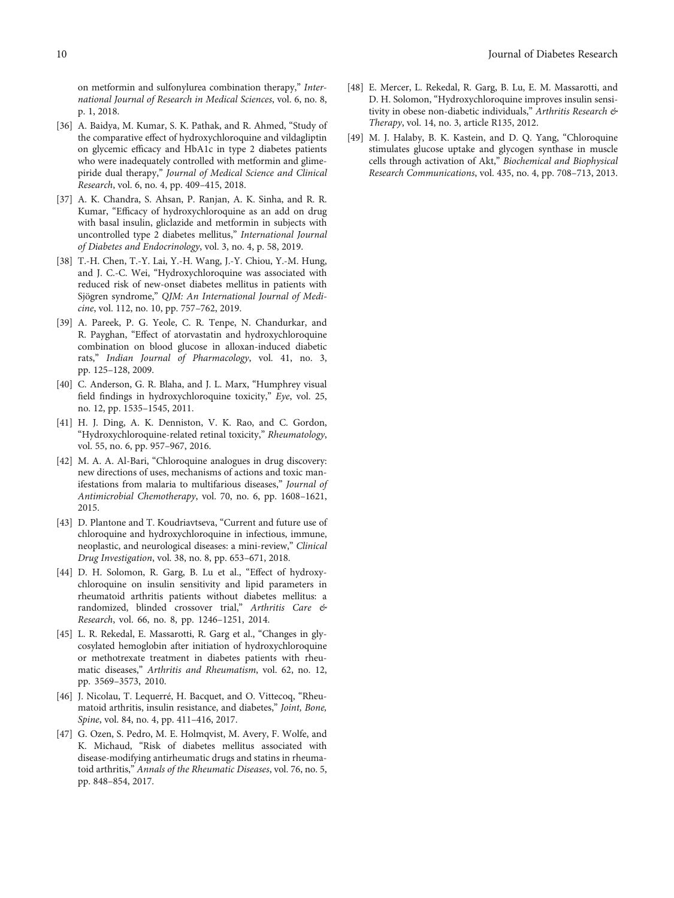on metformin and sulfonylurea combination therapy," *International Journal of Research in Medical Sciences*, vol. 6, no. 8, p. 1, 2018.

[36] A. Baidya, M. Kumar, S. K. Pathak, and R. Ahmed, "Study of the comparative effect of hydroxychloroquine and vildagliptin on glycemic efficacy and HbA1c in type 2 diabetes patients who were inadequately controlled with metformin and glimepiride dual therapy," *Journal of Medical Science and Clinical Research*, vol. 6, no. 4, pp. 409–415, 2018.

[37] A. K. Chandra, S. Ahsan, P. Ranjan, A. K. Sinha, and R. R. Kumar, "Efficacy of hydroxychloroquine as an add on drug with basal insulin, gliclazide and metformin in subjects with uncontrolled type 2 diabetes mellitus," *International Journal of Diabetes and Endocrinology*, vol. 3, no. 4, p. 58, 2019.

[38] T.-H. Chen, T.-Y. Lai, Y.-H. Wang, J.-Y. Chiou, Y.-M. Hung, and J. C.-C. Wei, "Hydroxychloroquine was associated with reduced risk of new-onset diabetes mellitus in patients with Sjögren syndrome," *QJM: An International Journal of Medicine*, vol. 112, no. 10, pp. 757–762, 2019.

[39] A. Pareek, P. G. Yeole, C. R. Tenpe, N. Chandurkar, and R. Payghan, "Effect of atorvastatin and hydroxychloroquine combination on blood glucose in alloxan-induced diabetic rats," *Indian Journal of Pharmacology*, vol. 41, no. 3, pp. 125–128, 2009.

[40] C. Anderson, G. R. Blaha, and J. L. Marx, "Humphrey visual field findings in hydroxychloroquine toxicity," *Eye*, vol. 25, no. 12, pp. 1535–1545, 2011.

[41] H. J. Ding, A. K. Denniston, V. K. Rao, and C. Gordon, "Hydroxychloroquine-related retinal toxicity," *Rheumatology*, vol. 55, no. 6, pp. 957–967, 2016.

[42] M. A. A. Al-Bari, "Chloroquine analogues in drug discovery: new directions of uses, mechanisms of actions and toxic manifestations from malaria to multifarious diseases," *Journal of Antimicrobial Chemotherapy*, vol. 70, no. 6, pp. 1608–1621, 2015.

[43] D. Plantone and T. Koudriavtseva, "Current and future use of chloroquine and hydroxychloroquine in infectious, immune, neoplastic, and neurological diseases: a mini-review," *Clinical Drug Investigation*, vol. 38, no. 8, pp. 653–671, 2018.

[44] D. H. Solomon, R. Garg, B. Lu et al., "Effect of hydroxychloroquine on insulin sensitivity and lipid parameters in rheumatoid arthritis patients without diabetes mellitus: a randomized, blinded crossover trial," *Arthritis Care & Research*, vol. 66, no. 8, pp. 1246–1251, 2014.

[45] L. R. Rekedal, E. Massarotti, R. Garg et al., "Changes in glycosylated hemoglobin after initiation of hydroxychloroquine or methotrexate treatment in diabetes patients with rheumatic diseases," *Arthritis and Rheumatism*, vol. 62, no. 12, pp. 3569–3573, 2010.

[46] J. Nicolau, T. Lequerré, H. Bacquet, and O. Vittecoq, "Rheumatoid arthritis, insulin resistance, and diabetes," *Joint, Bone, Spine*, vol. 84, no. 4, pp. 411–416, 2017.

[47] G. Ozen, S. Pedro, M. E. Holmqvist, M. Avery, F. Wolfe, and K. Michaud, "Risk of diabetes mellitus associated with disease-modifying antirheumatic drugs and statins in rheumatoid arthritis," *Annals of the Rheumatic Diseases*, vol. 76, no. 5, pp. 848–854, 2017.

[48] E. Mercer, L. Rekedal, R. Garg, B. Lu, E. M. Massarotti, and D. H. Solomon, "Hydroxychloroquine improves insulin sensitivity in obese non-diabetic individuals," *Arthritis Research & Therapy*, vol. 14, no. 3, article R135, 2012.

[49] M. J. Halaby, B. K. Kastein, and D. Q. Yang, "Chloroquine stimulates glucose uptake and glycogen synthase in muscle cells through activation of Akt," *Biochemical and Biophysical Research Communications*, vol. 435, no. 4, pp. 708–713, 2013.